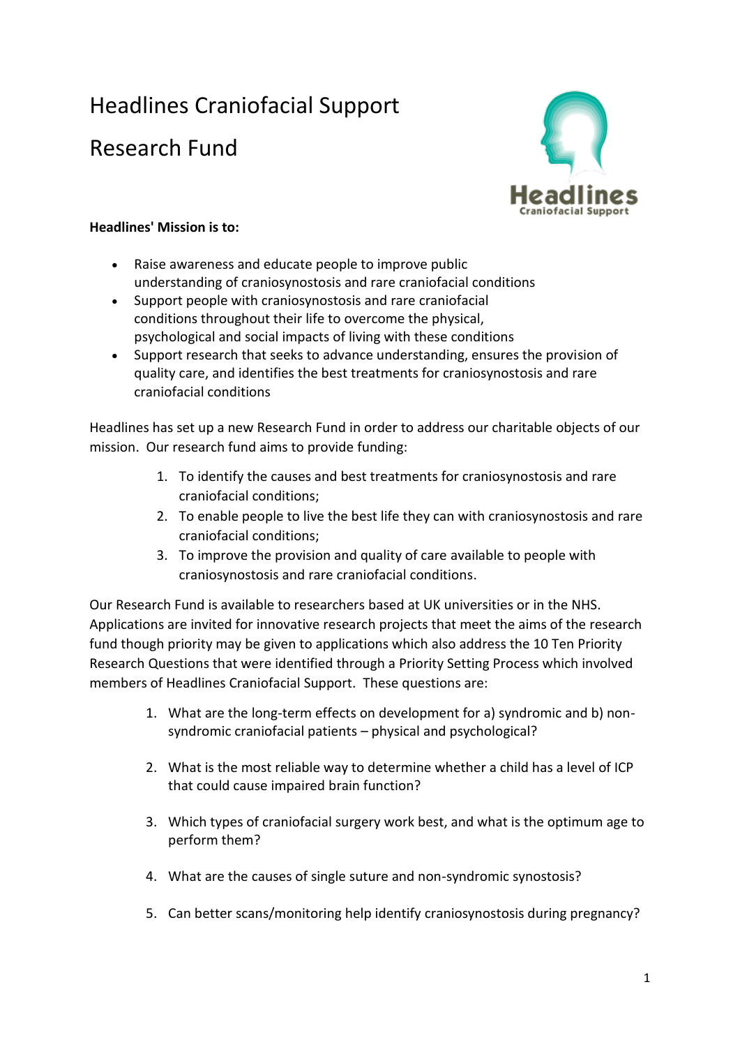# Headlines Craniofacial Support

# Research Fund

**Headlines' Mission is to:**

- Raise awareness and educate people to improve public understanding of craniosynostosis and rare craniofacial conditions
- Support people with craniosynostosis and rare craniofacial conditions throughout their life to overcome the physical, psychological and social impacts of living with these conditions
- Support research that seeks to advance understanding, ensures the provision of quality care, and identifies the best treatments for craniosynostosis and rare craniofacial conditions

Headlines has set up a new Research Fund in order to address our charitable objects of our mission. Our research fund aims to provide funding:

1. To identify the causes and best treatments for craniosynostosis and rare craniofacial conditions;
2. To enable people to live the best life they can with craniosynostosis and rare craniofacial conditions;
3. To improve the provision and quality of care available to people with craniosynostosis and rare craniofacial conditions.

Our Research Fund is available to researchers based at UK universities or in the NHS. Applications are invited for innovative research projects that meet the aims of the research fund though priority may be given to applications which also address the 10 Ten Priority Research Questions that were identified through a Priority Setting Process which involved members of Headlines Craniofacial Support. These questions are:

1. What are the long-term effects on development for a) syndromic and b) non-syndromic craniofacial patients – physical and psychological?

2. What is the most reliable way to determine whether a child has a level of ICP that could cause impaired brain function?

3. Which types of craniofacial surgery work best, and what is the optimum age to perform them?

4. What are the causes of single suture and non-syndromic synostosis?

5. Can better scans/monitoring help identify craniosynostosis during pregnancy?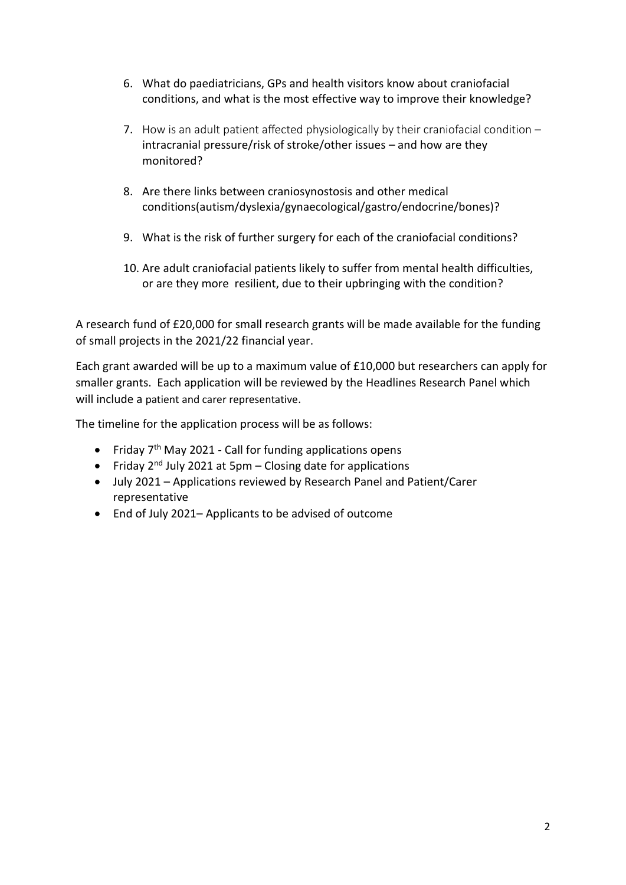6. What do paediatricians, GPs and health visitors know about craniofacial conditions, and what is the most effective way to improve their knowledge?

7. How is an adult patient affected physiologically by their craniofacial condition – intracranial pressure/risk of stroke/other issues – and how are they monitored?

8. Are there links between craniosynostosis and other medical conditions(autism/dyslexia/gynaecological/gastro/endocrine/bones)?

9. What is the risk of further surgery for each of the craniofacial conditions?

10. Are adult craniofacial patients likely to suffer from mental health difficulties, or are they more resilient, due to their upbringing with the condition?

A research fund of £20,000 for small research grants will be made available for the funding of small projects in the 2021/22 financial year.

Each grant awarded will be up to a maximum value of £10,000 but researchers can apply for smaller grants. Each application will be reviewed by the Headlines Research Panel which will include a patient and carer representative.

The timeline for the application process will be as follows:

- Friday 7th May 2021 - Call for funding applications opens
- Friday 2nd July 2021 at 5pm – Closing date for applications
- July 2021 – Applications reviewed by Research Panel and Patient/Carer representative
- End of July 2021– Applicants to be advised of outcome